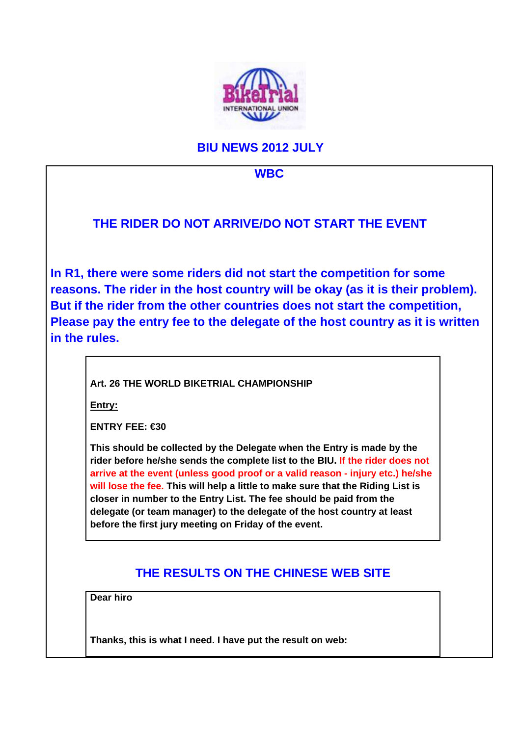# BIU NEWS 2012 JULY

## WBC

### THE RIDER DO NOT ARRIVE/DO NOT START THE EVENT

**In R1, there were some riders did not start the competition for some reasons. The rider in the host country will be okay (as it is their problem). But if the rider from the other countries does not start the competition, Please pay the entry fee to the delegate of the host country as it is written in the rules.**

> **Art. 26 THE WORLD BIKETRIAL CHAMPIONSHIP**
>
> **Entry:**
>
> **ENTRY FEE: €30**
>
> **This should be collected by the Delegate when the Entry is made by the rider before he/she sends the complete list to the BIU. If the rider does not arrive at the event (unless good proof or a valid reason - injury etc.) he/she will lose the fee. This will help a little to make sure that the Riding List is closer in number to the Entry List. The fee should be paid from the delegate (or team manager) to the delegate of the host country at least before the first jury meeting on Friday of the event.**

### THE RESULTS ON THE CHINESE WEB SITE

> **Dear hiro**
>
> **Thanks, this is what I need. I have put the result on web:**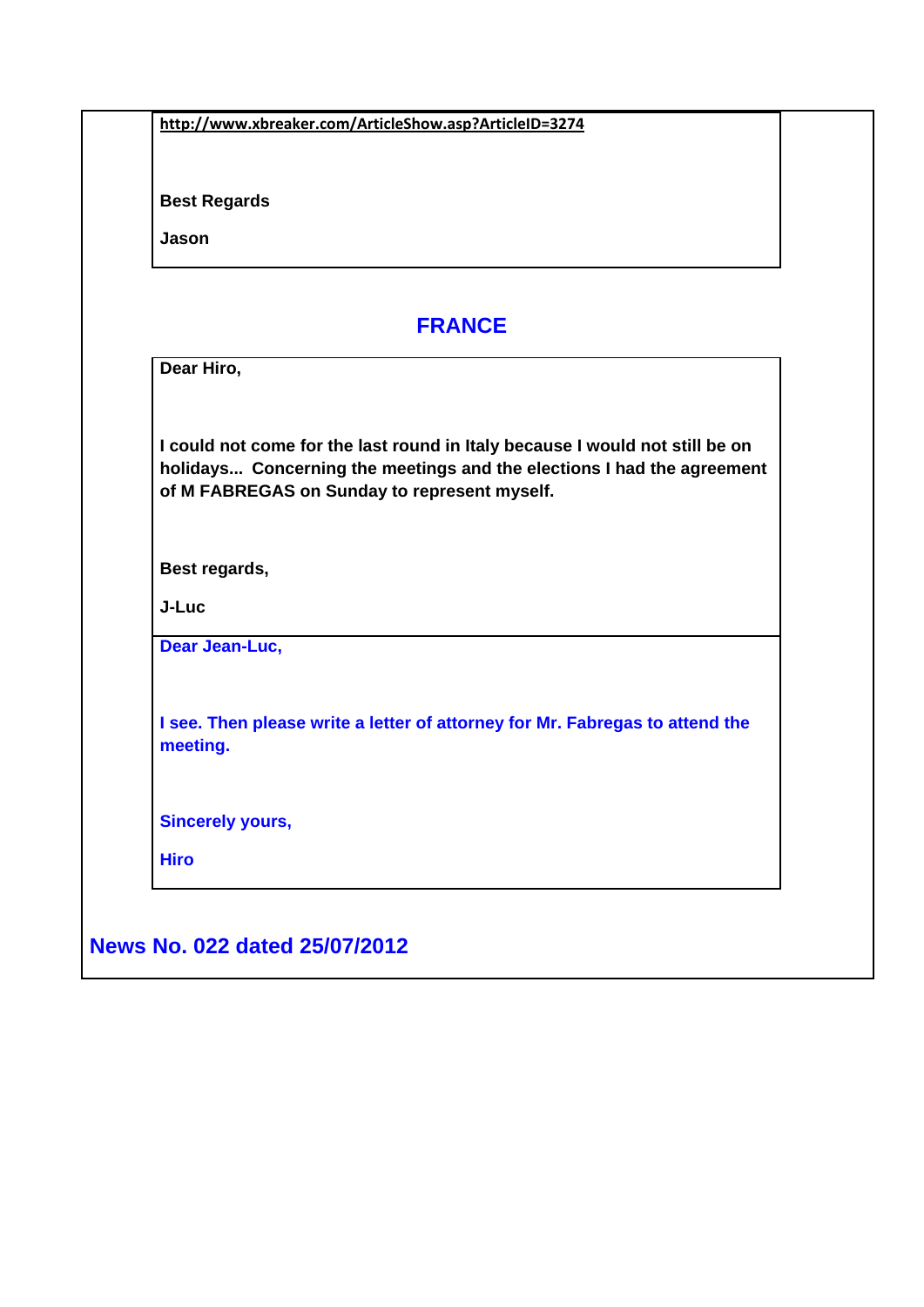http://www.xbreaker.com/ArticleShow.asp?ArticleID=3274

**Best Regards**

**Jason**

## FRANCE

**Dear Hiro,**

**I could not come for the last round in Italy because I would not still be on holidays... Concerning the meetings and the elections I had the agreement of M FABREGAS on Sunday to represent myself.**

**Best regards,**

**J-Luc**

**Dear Jean-Luc,**

**I see. Then please write a letter of attorney for Mr. Fabregas to attend the meeting.**

**Sincerely yours,**

**Hiro**

## News No. 022 dated 25/07/2012